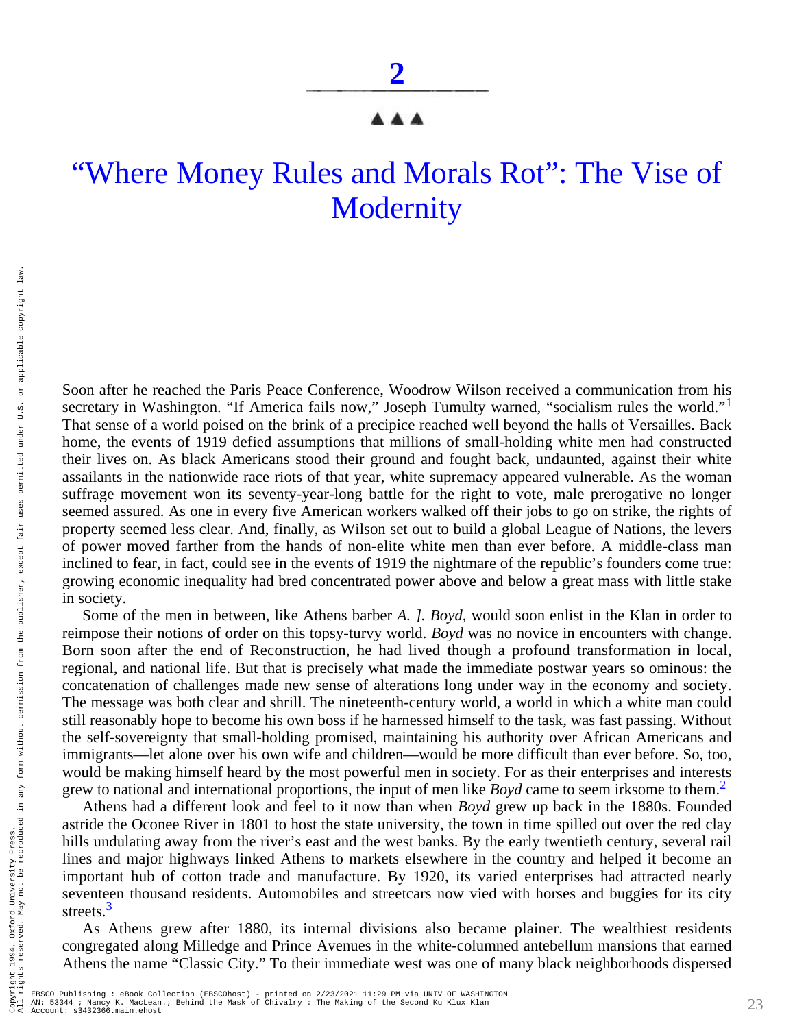# 2

▲▲▲

# "Where Money Rules and Morals Rot": The Vise of Modernity

Soon after he reached the Paris Peace Conference, Woodrow Wilson received a communication from his secretary in Washington. "If America fails now," Joseph Tumulty warned, "socialism rules the world."[1] That sense of a world poised on the brink of a precipice reached well beyond the halls of Versailles. Back home, the events of 1919 defied assumptions that millions of small-holding white men had constructed their lives on. As black Americans stood their ground and fought back, undaunted, against their white assailants in the nationwide race riots of that year, white supremacy appeared vulnerable. As the woman suffrage movement won its seventy-year-long battle for the right to vote, male prerogative no longer seemed assured. As one in every five American workers walked off their jobs to go on strike, the rights of property seemed less clear. And, finally, as Wilson set out to build a global League of Nations, the levers of power moved farther from the hands of non-elite white men than ever before. A middle-class man inclined to fear, in fact, could see in the events of 1919 the nightmare of the republic's founders come true: growing economic inequality had bred concentrated power above and below a great mass with little stake in society.

Some of the men in between, like Athens barber *A. J. Boyd,* would soon enlist in the Klan in order to reimpose their notions of order on this topsy-turvy world. *Boyd* was no novice in encounters with change. Born soon after the end of Reconstruction, he had lived though a profound transformation in local, regional, and national life. But that is precisely what made the immediate postwar years so ominous: the concatenation of challenges made new sense of alterations long under way in the economy and society. The message was both clear and shrill. The nineteenth-century world, a world in which a white man could still reasonably hope to become his own boss if he harnessed himself to the task, was fast passing. Without the self-sovereignty that small-holding promised, maintaining his authority over African Americans and immigrants—let alone over his own wife and children—would be more difficult than ever before. So, too, would be making himself heard by the most powerful men in society. For as their enterprises and interests grew to national and international proportions, the input of men like *Boyd* came to seem irksome to them.[2]

Athens had a different look and feel to it now than when *Boyd* grew up back in the 1880s. Founded astride the Oconee River in 1801 to host the state university, the town in time spilled out over the red clay hills undulating away from the river's east and the west banks. By the early twentieth century, several rail lines and major highways linked Athens to markets elsewhere in the country and helped it become an important hub of cotton trade and manufacture. By 1920, its varied enterprises had attracted nearly seventeen thousand residents. Automobiles and streetcars now vied with horses and buggies for its city streets.[3]

As Athens grew after 1880, its internal divisions also became plainer. The wealthiest residents congregated along Milledge and Prince Avenues in the white-columned antebellum mansions that earned Athens the name "Classic City." To their immediate west was one of many black neighborhoods dispersed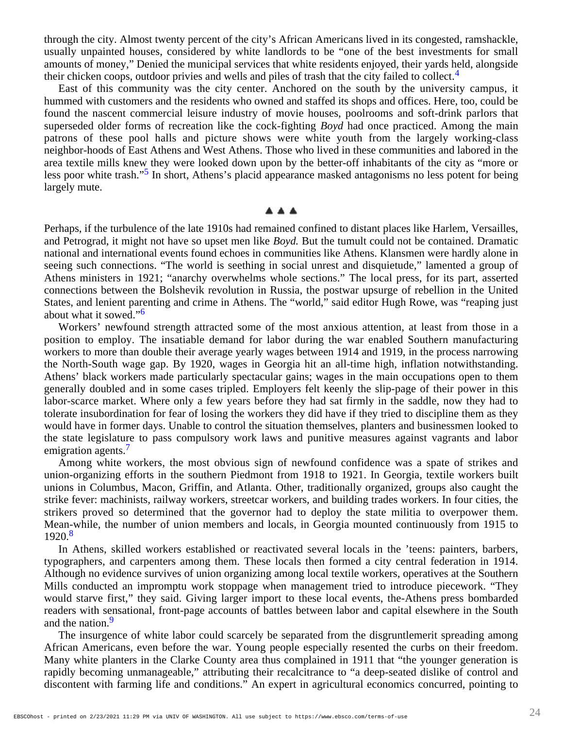through the city. Almost twenty percent of the city's African Americans lived in its congested, ramshackle, usually unpainted houses, considered by white landlords to be "one of the best investments for small amounts of money," Denied the municipal services that white residents enjoyed, their yards held, alongside their chicken coops, outdoor privies and wells and piles of trash that the city failed to collect.[4]

East of this community was the city center. Anchored on the south by the university campus, it hummed with customers and the residents who owned and staffed its shops and offices. Here, too, could be found the nascent commercial leisure industry of movie houses, poolrooms and soft-drink parlors that superseded older forms of recreation like the cock-fighting *Boyd* had once practiced. Among the main patrons of these pool halls and picture shows were white youth from the largely working-class neighbor-hoods of East Athens and West Athens. Those who lived in these communities and labored in the area textile mills knew they were looked down upon by the better-off inhabitants of the city as "more or less poor white trash."[5] In short, Athens's placid appearance masked antagonisms no less potent for being largely mute.

▲ ▲ ▲

Perhaps, if the turbulence of the late 1910s had remained confined to distant places like Harlem, Versailles, and Petrograd, it might not have so upset men like *Boyd.* But the tumult could not be contained. Dramatic national and international events found echoes in communities like Athens. Klansmen were hardly alone in seeing such connections. "The world is seething in social unrest and disquietude," lamented a group of Athens ministers in 1921; "anarchy overwhelms whole sections." The local press, for its part, asserted connections between the Bolshevik revolution in Russia, the postwar upsurge of rebellion in the United States, and lenient parenting and crime in Athens. The "world," said editor Hugh Rowe, was "reaping just about what it sowed."[6]

Workers' newfound strength attracted some of the most anxious attention, at least from those in a position to employ. The insatiable demand for labor during the war enabled Southern manufacturing workers to more than double their average yearly wages between 1914 and 1919, in the process narrowing the North-South wage gap. By 1920, wages in Georgia hit an all-time high, inflation notwithstanding. Athens' black workers made particularly spectacular gains; wages in the main occupations open to them generally doubled and in some cases tripled. Employers felt keenly the slip-page of their power in this labor-scarce market. Where only a few years before they had sat firmly in the saddle, now they had to tolerate insubordination for fear of losing the workers they did have if they tried to discipline them as they would have in former days. Unable to control the situation themselves, planters and businessmen looked to the state legislature to pass compulsory work laws and punitive measures against vagrants and labor emigration agents.[7]

Among white workers, the most obvious sign of newfound confidence was a spate of strikes and union-organizing efforts in the southern Piedmont from 1918 to 1921. In Georgia, textile workers built unions in Columbus, Macon, Griffin, and Atlanta. Other, traditionally organized, groups also caught the strike fever: machinists, railway workers, streetcar workers, and building trades workers. In four cities, the strikers proved so determined that the governor had to deploy the state militia to overpower them. Mean-while, the number of union members and locals, in Georgia mounted continuously from 1915 to 1920.[8]

In Athens, skilled workers established or reactivated several locals in the 'teens: painters, barbers, typographers, and carpenters among them. These locals then formed a city central federation in 1914. Although no evidence survives of union organizing among local textile workers, operatives at the Southern Mills conducted an impromptu work stoppage when management tried to introduce piecework. "They would starve first," they said. Giving larger import to these local events, the-Athens press bombarded readers with sensational, front-page accounts of battles between labor and capital elsewhere in the South and the nation.[9]

The insurgence of white labor could scarcely be separated from the disgruntlemerit spreading among African Americans, even before the war. Young people especially resented the curbs on their freedom. Many white planters in the Clarke County area thus complained in 1911 that "the younger generation is rapidly becoming unmanageable," attributing their recalcitrance to "a deep-seated dislike of control and discontent with farming life and conditions." An expert in agricultural economics concurred, pointing to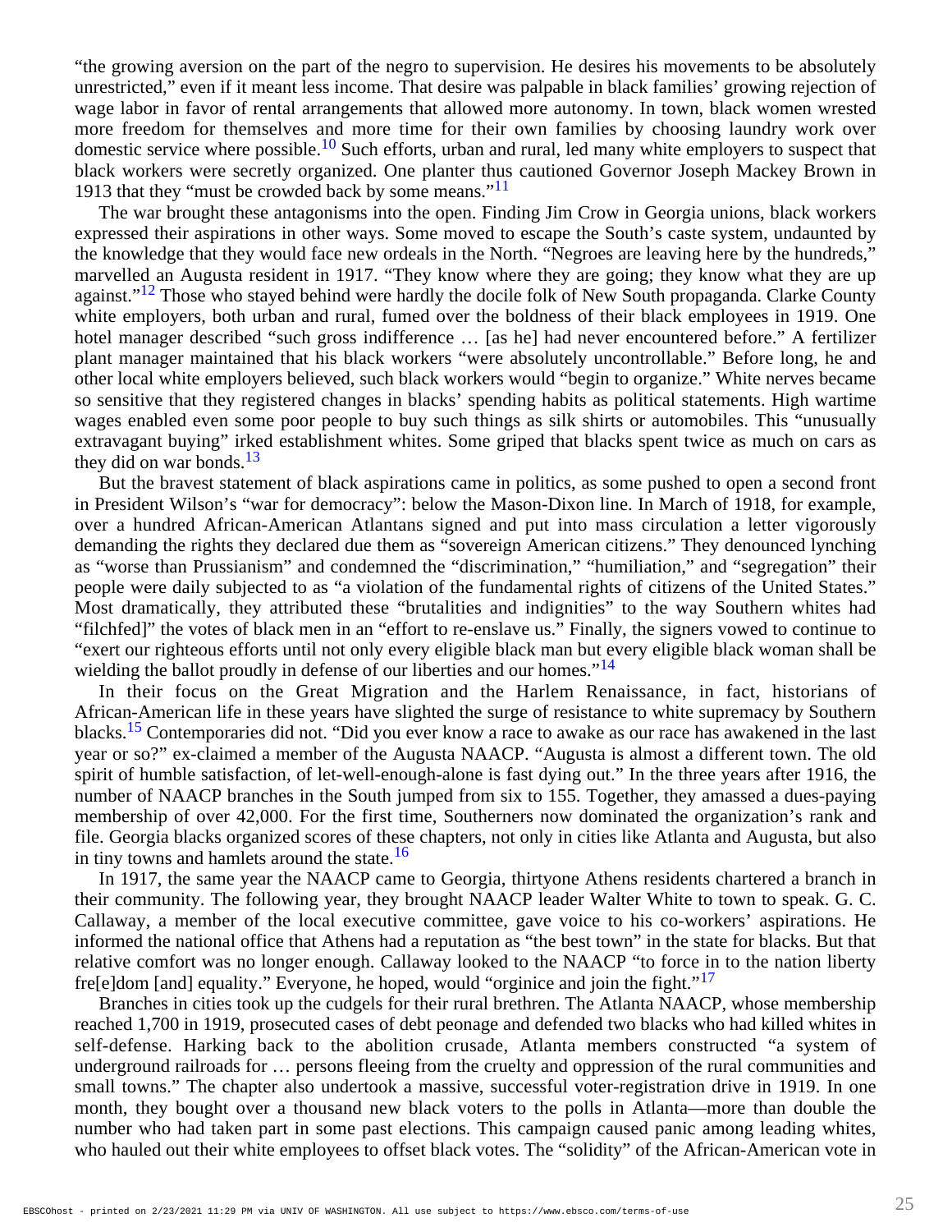"the growing aversion on the part of the negro to supervision. He desires his movements to be absolutely unrestricted," even if it meant less income. That desire was palpable in black families' growing rejection of wage labor in favor of rental arrangements that allowed more autonomy. In town, black women wrested more freedom for themselves and more time for their own families by choosing laundry work over domestic service where possible.[10] Such efforts, urban and rural, led many white employers to suspect that black workers were secretly organized. One planter thus cautioned Governor Joseph Mackey Brown in 1913 that they "must be crowded back by some means."[11]

The war brought these antagonisms into the open. Finding Jim Crow in Georgia unions, black workers expressed their aspirations in other ways. Some moved to escape the South's caste system, undaunted by the knowledge that they would face new ordeals in the North. "Negroes are leaving here by the hundreds," marvelled an Augusta resident in 1917. "They know where they are going; they know what they are up against."[12] Those who stayed behind were hardly the docile folk of New South propaganda. Clarke County white employers, both urban and rural, fumed over the boldness of their black employees in 1919. One hotel manager described "such gross indifference … [as he] had never encountered before." A fertilizer plant manager maintained that his black workers "were absolutely uncontrollable." Before long, he and other local white employers believed, such black workers would "begin to organize." White nerves became so sensitive that they registered changes in blacks' spending habits as political statements. High wartime wages enabled even some poor people to buy such things as silk shirts or automobiles. This "unusually extravagant buying" irked establishment whites. Some griped that blacks spent twice as much on cars as they did on war bonds.[13]

But the bravest statement of black aspirations came in politics, as some pushed to open a second front in President Wilson's "war for democracy": below the Mason-Dixon line. In March of 1918, for example, over a hundred African-American Atlantans signed and put into mass circulation a letter vigorously demanding the rights they declared due them as "sovereign American citizens." They denounced lynching as "worse than Prussianism" and condemned the "discrimination," "humiliation," and "segregation" their people were daily subjected to as "a violation of the fundamental rights of citizens of the United States." Most dramatically, they attributed these "brutalities and indignities" to the way Southern whites had "filchfed]" the votes of black men in an "effort to re-enslave us." Finally, the signers vowed to continue to "exert our righteous efforts until not only every eligible black man but every eligible black woman shall be wielding the ballot proudly in defense of our liberties and our homes."[14]

In their focus on the Great Migration and the Harlem Renaissance, in fact, historians of African-American life in these years have slighted the surge of resistance to white supremacy by Southern blacks.[15] Contemporaries did not. "Did you ever know a race to awake as our race has awakened in the last year or so?" ex-claimed a member of the Augusta NAACP. "Augusta is almost a different town. The old spirit of humble satisfaction, of let-well-enough-alone is fast dying out." In the three years after 1916, the number of NAACP branches in the South jumped from six to 155. Together, they amassed a dues-paying membership of over 42,000. For the first time, Southerners now dominated the organization's rank and file. Georgia blacks organized scores of these chapters, not only in cities like Atlanta and Augusta, but also in tiny towns and hamlets around the state.[16]

In 1917, the same year the NAACP came to Georgia, thirtyone Athens residents chartered a branch in their community. The following year, they brought NAACP leader Walter White to town to speak. G. C. Callaway, a member of the local executive committee, gave voice to his co-workers' aspirations. He informed the national office that Athens had a reputation as "the best town" in the state for blacks. But that relative comfort was no longer enough. Callaway looked to the NAACP "to force in to the nation liberty fre[e]dom [and] equality." Everyone, he hoped, would "orginice and join the fight."[17]

Branches in cities took up the cudgels for their rural brethren. The Atlanta NAACP, whose membership reached 1,700 in 1919, prosecuted cases of debt peonage and defended two blacks who had killed whites in self-defense. Harking back to the abolition crusade, Atlanta members constructed "a system of underground railroads for … persons fleeing from the cruelty and oppression of the rural communities and small towns." The chapter also undertook a massive, successful voter-registration drive in 1919. In one month, they bought over a thousand new black voters to the polls in Atlanta—more than double the number who had taken part in some past elections. This campaign caused panic among leading whites, who hauled out their white employees to offset black votes. The "solidity" of the African-American vote in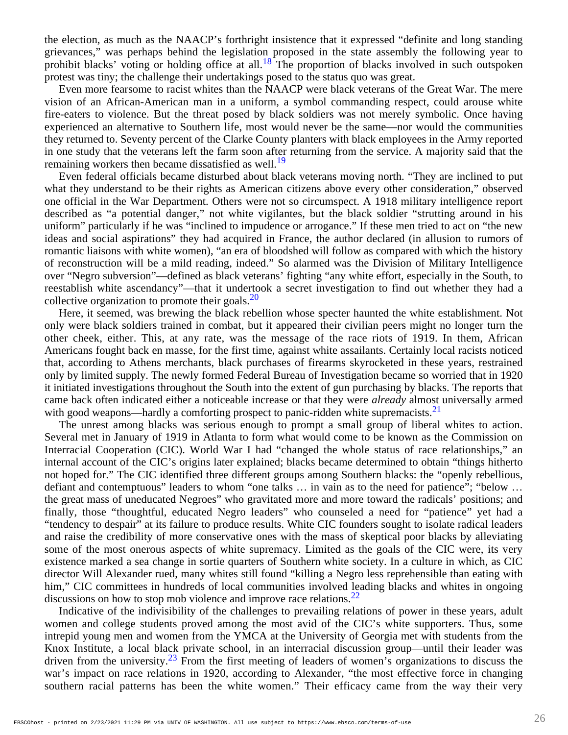the election, as much as the NAACP's forthright insistence that it expressed "definite and long standing grievances," was perhaps behind the legislation proposed in the state assembly the following year to prohibit blacks' voting or holding office at all.[18] The proportion of blacks involved in such outspoken protest was tiny; the challenge their undertakings posed to the status quo was great.

Even more fearsome to racist whites than the NAACP were black veterans of the Great War. The mere vision of an African-American man in a uniform, a symbol commanding respect, could arouse white fire-eaters to violence. But the threat posed by black soldiers was not merely symbolic. Once having experienced an alternative to Southern life, most would never be the same—nor would the communities they returned to. Seventy percent of the Clarke County planters with black employees in the Army reported in one study that the veterans left the farm soon after returning from the service. A majority said that the remaining workers then became dissatisfied as well.[19]

Even federal officials became disturbed about black veterans moving north. "They are inclined to put what they understand to be their rights as American citizens above every other consideration," observed one official in the War Department. Others were not so circumspect. A 1918 military intelligence report described as "a potential danger," not white vigilantes, but the black soldier "strutting around in his uniform" particularly if he was "inclined to impudence or arrogance." If these men tried to act on "the new ideas and social aspirations" they had acquired in France, the author declared (in allusion to rumors of romantic liaisons with white women), "an era of bloodshed will follow as compared with which the history of reconstruction will be a mild reading, indeed." So alarmed was the Division of Military Intelligence over "Negro subversion"—defined as black veterans' fighting "any white effort, especially in the South, to reestablish white ascendancy"—that it undertook a secret investigation to find out whether they had a collective organization to promote their goals.[20]

Here, it seemed, was brewing the black rebellion whose specter haunted the white establishment. Not only were black soldiers trained in combat, but it appeared their civilian peers might no longer turn the other cheek, either. This, at any rate, was the message of the race riots of 1919. In them, African Americans fought back en masse, for the first time, against white assailants. Certainly local racists noticed that, according to Athens merchants, black purchases of firearms skyrocketed in these years, restrained only by limited supply. The newly formed Federal Bureau of Investigation became so worried that in 1920 it initiated investigations throughout the South into the extent of gun purchasing by blacks. The reports that came back often indicated either a noticeable increase or that they were *already* almost universally armed with good weapons—hardly a comforting prospect to panic-ridden white supremacists.[21]

The unrest among blacks was serious enough to prompt a small group of liberal whites to action. Several met in January of 1919 in Atlanta to form what would come to be known as the Commission on Interracial Cooperation (CIC). World War I had "changed the whole status of race relationships," an internal account of the CIC's origins later explained; blacks became determined to obtain "things hitherto not hoped for." The CIC identified three different groups among Southern blacks: the "openly rebellious, defiant and contemptuous" leaders to whom "one talks … in vain as to the need for patience"; "below … the great mass of uneducated Negroes" who gravitated more and more toward the radicals' positions; and finally, those "thoughtful, educated Negro leaders" who counseled a need for "patience" yet had a "tendency to despair" at its failure to produce results. White CIC founders sought to isolate radical leaders and raise the credibility of more conservative ones with the mass of skeptical poor blacks by alleviating some of the most onerous aspects of white supremacy. Limited as the goals of the CIC were, its very existence marked a sea change in sortie quarters of Southern white society. In a culture in which, as CIC director Will Alexander rued, many whites still found "killing a Negro less reprehensible than eating with him," CIC committees in hundreds of local communities involved leading blacks and whites in ongoing discussions on how to stop mob violence and improve race relations.[22]

Indicative of the indivisibility of the challenges to prevailing relations of power in these years, adult women and college students proved among the most avid of the CIC's white supporters. Thus, some intrepid young men and women from the YMCA at the University of Georgia met with students from the Knox Institute, a local black private school, in an interracial discussion group—until their leader was driven from the university.[23] From the first meeting of leaders of women's organizations to discuss the war's impact on race relations in 1920, according to Alexander, "the most effective force in changing southern racial patterns has been the white women." Their efficacy came from the way their very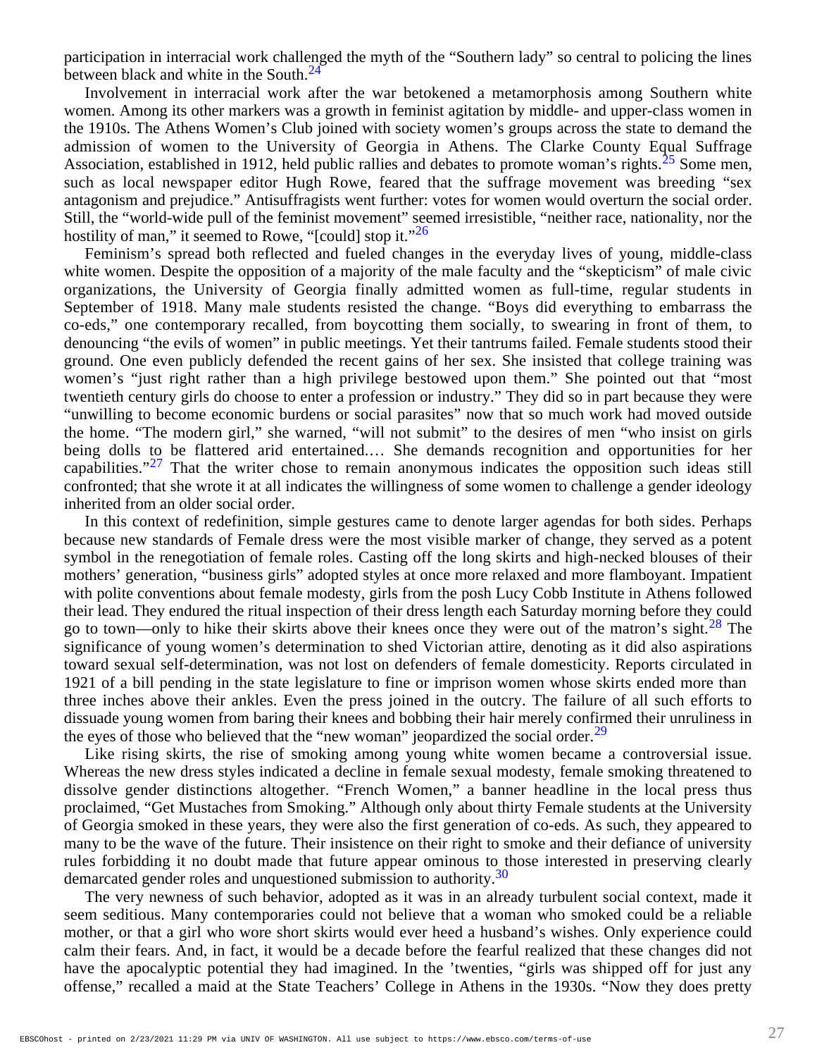participation in interracial work challenged the myth of the "Southern lady" so central to policing the lines between black and white in the South.[24]

Involvement in interracial work after the war betokened a metamorphosis among Southern white women. Among its other markers was a growth in feminist agitation by middle- and upper-class women in the 1910s. The Athens Women's Club joined with society women's groups across the state to demand the admission of women to the University of Georgia in Athens. The Clarke County Equal Suffrage Association, established in 1912, held public rallies and debates to promote woman's rights.[25] Some men, such as local newspaper editor Hugh Rowe, feared that the suffrage movement was breeding "sex antagonism and prejudice." Antisuffragists went further: votes for women would overturn the social order. Still, the "world-wide pull of the feminist movement" seemed irresistible, "neither race, nationality, nor the hostility of man," it seemed to Rowe, "[could] stop it."[26]

Feminism's spread both reflected and fueled changes in the everyday lives of young, middle-class white women. Despite the opposition of a majority of the male faculty and the "skepticism" of male civic organizations, the University of Georgia finally admitted women as full-time, regular students in September of 1918. Many male students resisted the change. "Boys did everything to embarrass the co-eds," one contemporary recalled, from boycotting them socially, to swearing in front of them, to denouncing "the evils of women" in public meetings. Yet their tantrums failed. Female students stood their ground. One even publicly defended the recent gains of her sex. She insisted that college training was women's "just right rather than a high privilege bestowed upon them." She pointed out that "most twentieth century girls do choose to enter a profession or industry." They did so in part because they were "unwilling to become economic burdens or social parasites" now that so much work had moved outside the home. "The modern girl," she warned, "will not submit" to the desires of men "who insist on girls being dolls to be flattered arid entertained.… She demands recognition and opportunities for her capabilities."[27] That the writer chose to remain anonymous indicates the opposition such ideas still confronted; that she wrote it at all indicates the willingness of some women to challenge a gender ideology inherited from an older social order.

In this context of redefinition, simple gestures came to denote larger agendas for both sides. Perhaps because new standards of Female dress were the most visible marker of change, they served as a potent symbol in the renegotiation of female roles. Casting off the long skirts and high-necked blouses of their mothers' generation, "business girls" adopted styles at once more relaxed and more flamboyant. Impatient with polite conventions about female modesty, girls from the posh Lucy Cobb Institute in Athens followed their lead. They endured the ritual inspection of their dress length each Saturday morning before they could go to town—only to hike their skirts above their knees once they were out of the matron's sight.[28] The significance of young women's determination to shed Victorian attire, denoting as it did also aspirations toward sexual self-determination, was not lost on defenders of female domesticity. Reports circulated in 1921 of a bill pending in the state legislature to fine or imprison women whose skirts ended more than three inches above their ankles. Even the press joined in the outcry. The failure of all such efforts to dissuade young women from baring their knees and bobbing their hair merely confirmed their unruliness in the eyes of those who believed that the "new woman" jeopardized the social order.[29]

Like rising skirts, the rise of smoking among young white women became a controversial issue. Whereas the new dress styles indicated a decline in female sexual modesty, female smoking threatened to dissolve gender distinctions altogether. "French Women," a banner headline in the local press thus proclaimed, "Get Mustaches from Smoking." Although only about thirty Female students at the University of Georgia smoked in these years, they were also the first generation of co-eds. As such, they appeared to many to be the wave of the future. Their insistence on their right to smoke and their defiance of university rules forbidding it no doubt made that future appear ominous to those interested in preserving clearly demarcated gender roles and unquestioned submission to authority.[30]

The very newness of such behavior, adopted as it was in an already turbulent social context, made it seem seditious. Many contemporaries could not believe that a woman who smoked could be a reliable mother, or that a girl who wore short skirts would ever heed a husband's wishes. Only experience could calm their fears. And, in fact, it would be a decade before the fearful realized that these changes did not have the apocalyptic potential they had imagined. In the 'twenties, "girls was shipped off for just any offense," recalled a maid at the State Teachers' College in Athens in the 1930s. "Now they does pretty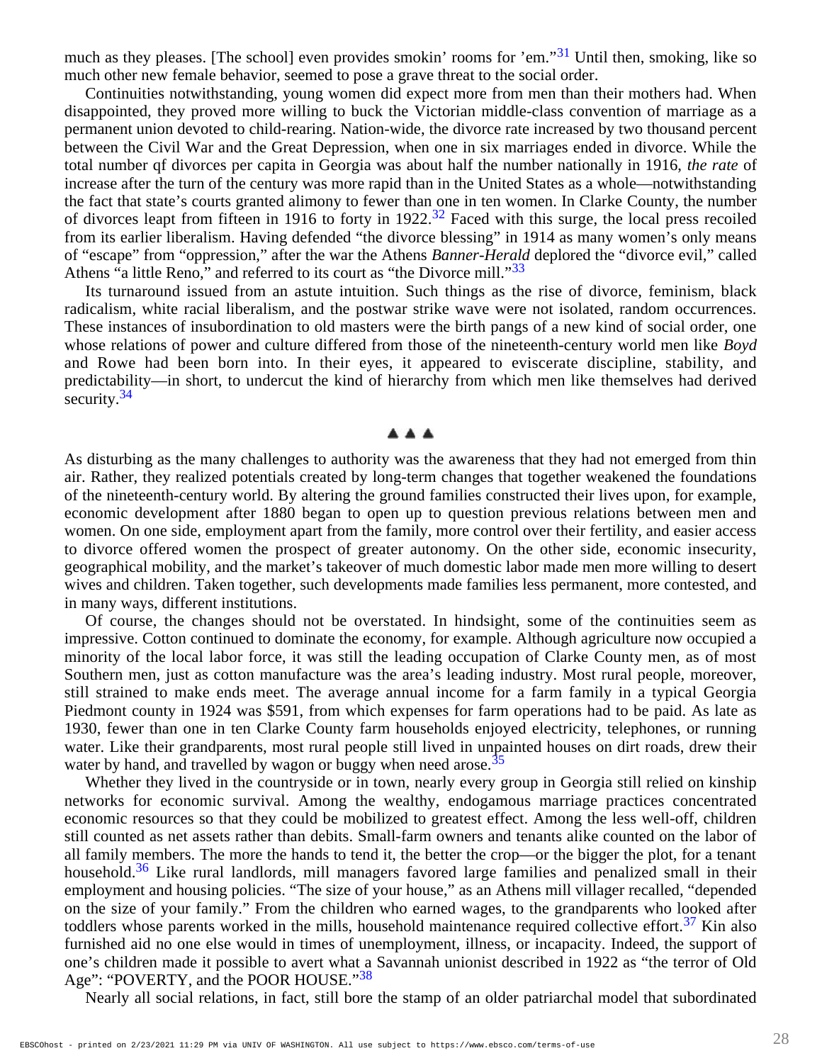much as they pleases. [The school] even provides smokin' rooms for 'em."[31] Until then, smoking, like so much other new female behavior, seemed to pose a grave threat to the social order.

Continuities notwithstanding, young women did expect more from men than their mothers had. When disappointed, they proved more willing to buck the Victorian middle-class convention of marriage as a permanent union devoted to child-rearing. Nation-wide, the divorce rate increased by two thousand percent between the Civil War and the Great Depression, when one in six marriages ended in divorce. While the total number qf divorces per capita in Georgia was about half the number nationally in 1916, *the rate* of increase after the turn of the century was more rapid than in the United States as a whole—notwithstanding the fact that state's courts granted alimony to fewer than one in ten women. In Clarke County, the number of divorces leapt from fifteen in 1916 to forty in 1922.[32] Faced with this surge, the local press recoiled from its earlier liberalism. Having defended "the divorce blessing" in 1914 as many women's only means of "escape" from "oppression," after the war the Athens *Banner-Herald* deplored the "divorce evil," called Athens "a little Reno," and referred to its court as "the Divorce mill."[33]

Its turnaround issued from an astute intuition. Such things as the rise of divorce, feminism, black radicalism, white racial liberalism, and the postwar strike wave were not isolated, random occurrences. These instances of insubordination to old masters were the birth pangs of a new kind of social order, one whose relations of power and culture differed from those of the nineteenth-century world men like *Boyd* and Rowe had been born into. In their eyes, it appeared to eviscerate discipline, stability, and predictability—in short, to undercut the kind of hierarchy from which men like themselves had derived security.[34]

▲▲▲

As disturbing as the many challenges to authority was the awareness that they had not emerged from thin air. Rather, they realized potentials created by long-term changes that together weakened the foundations of the nineteenth-century world. By altering the ground families constructed their lives upon, for example, economic development after 1880 began to open up to question previous relations between men and women. On one side, employment apart from the family, more control over their fertility, and easier access to divorce offered women the prospect of greater autonomy. On the other side, economic insecurity, geographical mobility, and the market's takeover of much domestic labor made men more willing to desert wives and children. Taken together, such developments made families less permanent, more contested, and in many ways, different institutions.

Of course, the changes should not be overstated. In hindsight, some of the continuities seem as impressive. Cotton continued to dominate the economy, for example. Although agriculture now occupied a minority of the local labor force, it was still the leading occupation of Clarke County men, as of most Southern men, just as cotton manufacture was the area's leading industry. Most rural people, moreover, still strained to make ends meet. The average annual income for a farm family in a typical Georgia Piedmont county in 1924 was $591, from which expenses for farm operations had to be paid. As late as 1930, fewer than one in ten Clarke County farm households enjoyed electricity, telephones, or running water. Like their grandparents, most rural people still lived in unpainted houses on dirt roads, drew their water by hand, and travelled by wagon or buggy when need arose.[35]

Whether they lived in the countryside or in town, nearly every group in Georgia still relied on kinship networks for economic survival. Among the wealthy, endogamous marriage practices concentrated economic resources so that they could be mobilized to greatest effect. Among the less well-off, children still counted as net assets rather than debits. Small-farm owners and tenants alike counted on the labor of all family members. The more the hands to tend it, the better the crop—or the bigger the plot, for a tenant household.[36] Like rural landlords, mill managers favored large families and penalized small in their employment and housing policies. "The size of your house," as an Athens mill villager recalled, "depended on the size of your family." From the children who earned wages, to the grandparents who looked after toddlers whose parents worked in the mills, household maintenance required collective effort.[37] Kin also furnished aid no one else would in times of unemployment, illness, or incapacity. Indeed, the support of one's children made it possible to avert what a Savannah unionist described in 1922 as "the terror of Old Age": "POVERTY, and the POOR HOUSE."[38]

Nearly all social relations, in fact, still bore the stamp of an older patriarchal model that subordinated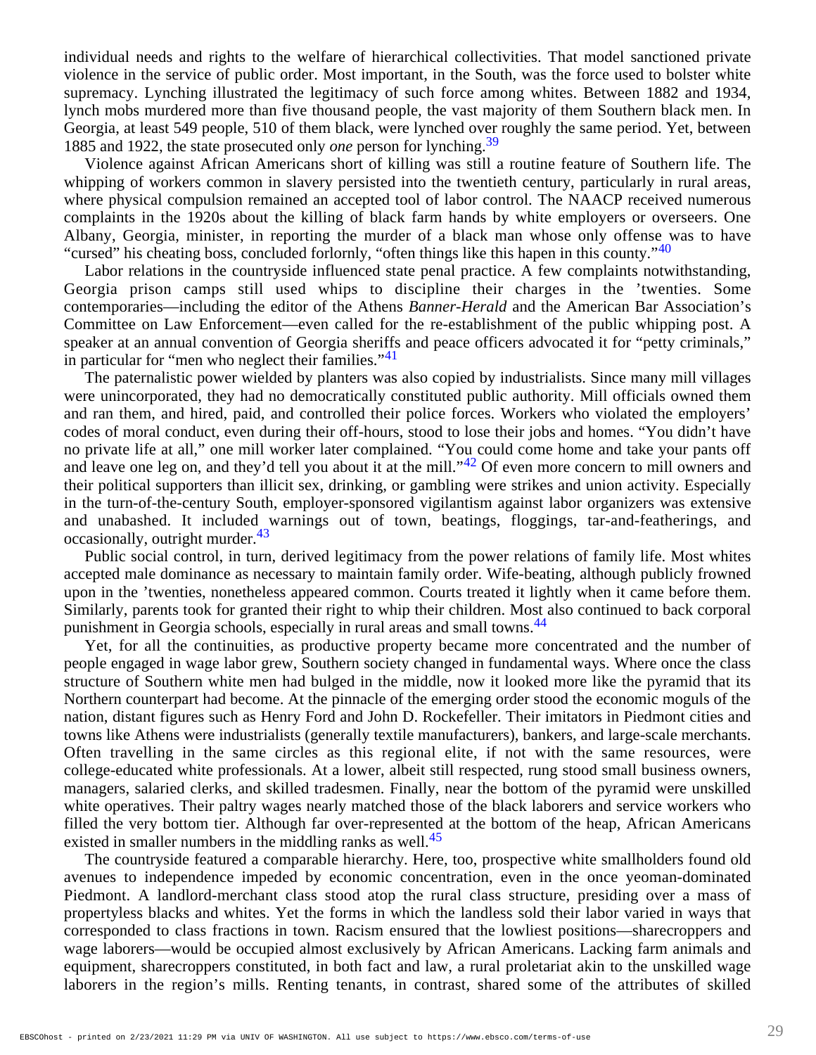individual needs and rights to the welfare of hierarchical collectivities. That model sanctioned private violence in the service of public order. Most important, in the South, was the force used to bolster white supremacy. Lynching illustrated the legitimacy of such force among whites. Between 1882 and 1934, lynch mobs murdered more than five thousand people, the vast majority of them Southern black men. In Georgia, at least 549 people, 510 of them black, were lynched over roughly the same period. Yet, between 1885 and 1922, the state prosecuted only *one* person for lynching.[39]

Violence against African Americans short of killing was still a routine feature of Southern life. The whipping of workers common in slavery persisted into the twentieth century, particularly in rural areas, where physical compulsion remained an accepted tool of labor control. The NAACP received numerous complaints in the 1920s about the killing of black farm hands by white employers or overseers. One Albany, Georgia, minister, in reporting the murder of a black man whose only offense was to have "cursed" his cheating boss, concluded forlornly, "often things like this hapen in this county."[40]

Labor relations in the countryside influenced state penal practice. A few complaints notwithstanding, Georgia prison camps still used whips to discipline their charges in the 'twenties. Some contemporaries—including the editor of the Athens *Banner-Herald* and the American Bar Association's Committee on Law Enforcement—even called for the re-establishment of the public whipping post. A speaker at an annual convention of Georgia sheriffs and peace officers advocated it for "petty criminals," in particular for "men who neglect their families."[41]

The paternalistic power wielded by planters was also copied by industrialists. Since many mill villages were unincorporated, they had no democratically constituted public authority. Mill officials owned them and ran them, and hired, paid, and controlled their police forces. Workers who violated the employers' codes of moral conduct, even during their off-hours, stood to lose their jobs and homes. "You didn't have no private life at all," one mill worker later complained. "You could come home and take your pants off and leave one leg on, and they'd tell you about it at the mill."[42] Of even more concern to mill owners and their political supporters than illicit sex, drinking, or gambling were strikes and union activity. Especially in the turn-of-the-century South, employer-sponsored vigilantism against labor organizers was extensive and unabashed. It included warnings out of town, beatings, floggings, tar-and-featherings, and occasionally, outright murder.[43]

Public social control, in turn, derived legitimacy from the power relations of family life. Most whites accepted male dominance as necessary to maintain family order. Wife-beating, although publicly frowned upon in the 'twenties, nonetheless appeared common. Courts treated it lightly when it came before them. Similarly, parents took for granted their right to whip their children. Most also continued to back corporal punishment in Georgia schools, especially in rural areas and small towns.[44]

Yet, for all the continuities, as productive property became more concentrated and the number of people engaged in wage labor grew, Southern society changed in fundamental ways. Where once the class structure of Southern white men had bulged in the middle, now it looked more like the pyramid that its Northern counterpart had become. At the pinnacle of the emerging order stood the economic moguls of the nation, distant figures such as Henry Ford and John D. Rockefeller. Their imitators in Piedmont cities and towns like Athens were industrialists (generally textile manufacturers), bankers, and large-scale merchants. Often travelling in the same circles as this regional elite, if not with the same resources, were college-educated white professionals. At a lower, albeit still respected, rung stood small business owners, managers, salaried clerks, and skilled tradesmen. Finally, near the bottom of the pyramid were unskilled white operatives. Their paltry wages nearly matched those of the black laborers and service workers who filled the very bottom tier. Although far over-represented at the bottom of the heap, African Americans existed in smaller numbers in the middling ranks as well.[45]

The countryside featured a comparable hierarchy. Here, too, prospective white smallholders found old avenues to independence impeded by economic concentration, even in the once yeoman-dominated Piedmont. A landlord-merchant class stood atop the rural class structure, presiding over a mass of propertyless blacks and whites. Yet the forms in which the landless sold their labor varied in ways that corresponded to class fractions in town. Racism ensured that the lowliest positions—sharecroppers and wage laborers—would be occupied almost exclusively by African Americans. Lacking farm animals and equipment, sharecroppers constituted, in both fact and law, a rural proletariat akin to the unskilled wage laborers in the region's mills. Renting tenants, in contrast, shared some of the attributes of skilled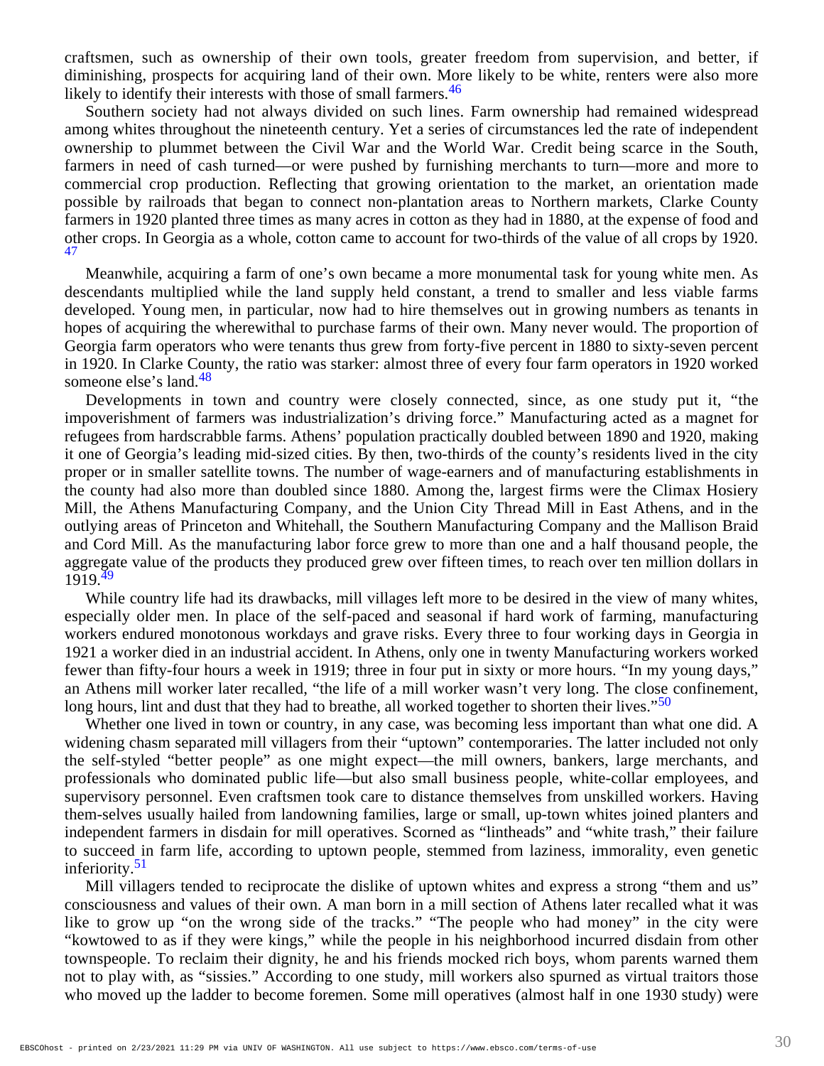craftsmen, such as ownership of their own tools, greater freedom from supervision, and better, if diminishing, prospects for acquiring land of their own. More likely to be white, renters were also more likely to identify their interests with those of small farmers.[46]

Southern society had not always divided on such lines. Farm ownership had remained widespread among whites throughout the nineteenth century. Yet a series of circumstances led the rate of independent ownership to plummet between the Civil War and the World War. Credit being scarce in the South, farmers in need of cash turned—or were pushed by furnishing merchants to turn—more and more to commercial crop production. Reflecting that growing orientation to the market, an orientation made possible by railroads that began to connect non-plantation areas to Northern markets, Clarke County farmers in 1920 planted three times as many acres in cotton as they had in 1880, at the expense of food and other crops. In Georgia as a whole, cotton came to account for two-thirds of the value of all crops by 1920.[47]

Meanwhile, acquiring a farm of one's own became a more monumental task for young white men. As descendants multiplied while the land supply held constant, a trend to smaller and less viable farms developed. Young men, in particular, now had to hire themselves out in growing numbers as tenants in hopes of acquiring the wherewithal to purchase farms of their own. Many never would. The proportion of Georgia farm operators who were tenants thus grew from forty-five percent in 1880 to sixty-seven percent in 1920. In Clarke County, the ratio was starker: almost three of every four farm operators in 1920 worked someone else's land.[48]

Developments in town and country were closely connected, since, as one study put it, "the impoverishment of farmers was industrialization's driving force." Manufacturing acted as a magnet for refugees from hardscrabble farms. Athens' population practically doubled between 1890 and 1920, making it one of Georgia's leading mid-sized cities. By then, two-thirds of the county's residents lived in the city proper or in smaller satellite towns. The number of wage-earners and of manufacturing establishments in the county had also more than doubled since 1880. Among the, largest firms were the Climax Hosiery Mill, the Athens Manufacturing Company, and the Union City Thread Mill in East Athens, and in the outlying areas of Princeton and Whitehall, the Southern Manufacturing Company and the Mallison Braid and Cord Mill. As the manufacturing labor force grew to more than one and a half thousand people, the aggregate value of the products they produced grew over fifteen times, to reach over ten million dollars in 1919.[49]

While country life had its drawbacks, mill villages left more to be desired in the view of many whites, especially older men. In place of the self-paced and seasonal if hard work of farming, manufacturing workers endured monotonous workdays and grave risks. Every three to four working days in Georgia in 1921 a worker died in an industrial accident. In Athens, only one in twenty Manufacturing workers worked fewer than fifty-four hours a week in 1919; three in four put in sixty or more hours. "In my young days," an Athens mill worker later recalled, "the life of a mill worker wasn't very long. The close confinement, long hours, lint and dust that they had to breathe, all worked together to shorten their lives."[50]

Whether one lived in town or country, in any case, was becoming less important than what one did. A widening chasm separated mill villagers from their "uptown" contemporaries. The latter included not only the self-styled "better people" as one might expect—the mill owners, bankers, large merchants, and professionals who dominated public life—but also small business people, white-collar employees, and supervisory personnel. Even craftsmen took care to distance themselves from unskilled workers. Having them-selves usually hailed from landowning families, large or small, up-town whites joined planters and independent farmers in disdain for mill operatives. Scorned as "lintheads" and "white trash," their failure to succeed in farm life, according to uptown people, stemmed from laziness, immorality, even genetic inferiority.[51]

Mill villagers tended to reciprocate the dislike of uptown whites and express a strong "them and us" consciousness and values of their own. A man born in a mill section of Athens later recalled what it was like to grow up "on the wrong side of the tracks." "The people who had money" in the city were "kowtowed to as if they were kings," while the people in his neighborhood incurred disdain from other townspeople. To reclaim their dignity, he and his friends mocked rich boys, whom parents warned them not to play with, as "sissies." According to one study, mill workers also spurned as virtual traitors those who moved up the ladder to become foremen. Some mill operatives (almost half in one 1930 study) were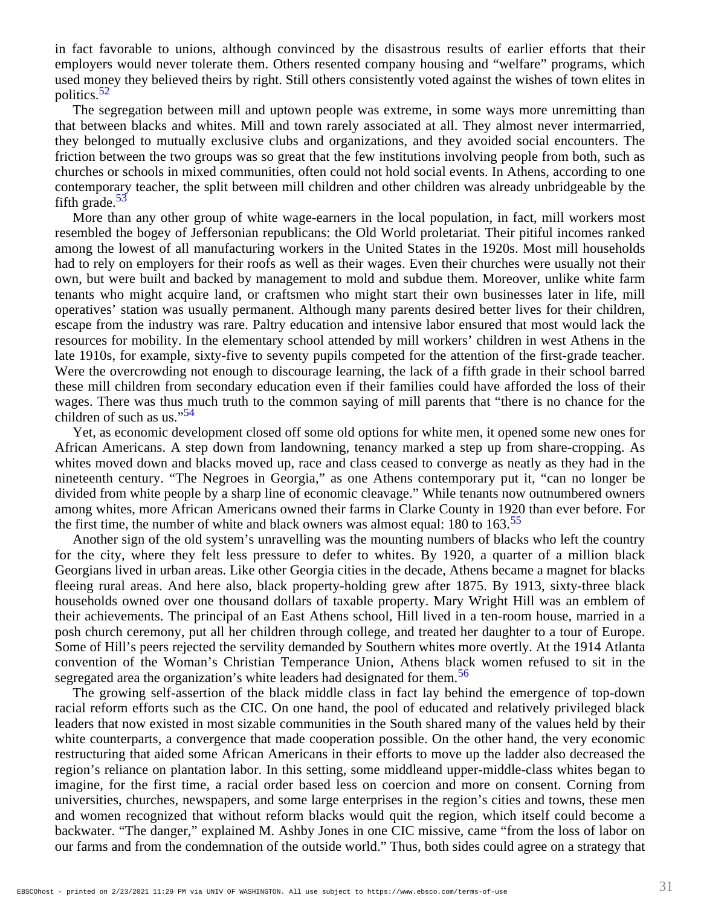in fact favorable to unions, although convinced by the disastrous results of earlier efforts that their employers would never tolerate them. Others resented company housing and "welfare" programs, which used money they believed theirs by right. Still others consistently voted against the wishes of town elites in politics.[52]

The segregation between mill and uptown people was extreme, in some ways more unremitting than that between blacks and whites. Mill and town rarely associated at all. They almost never intermarried, they belonged to mutually exclusive clubs and organizations, and they avoided social encounters. The friction between the two groups was so great that the few institutions involving people from both, such as churches or schools in mixed communities, often could not hold social events. In Athens, according to one contemporary teacher, the split between mill children and other children was already unbridgeable by the fifth grade.[53]

More than any other group of white wage-earners in the local population, in fact, mill workers most resembled the bogey of Jeffersonian republicans: the Old World proletariat. Their pitiful incomes ranked among the lowest of all manufacturing workers in the United States in the 1920s. Most mill households had to rely on employers for their roofs as well as their wages. Even their churches were usually not their own, but were built and backed by management to mold and subdue them. Moreover, unlike white farm tenants who might acquire land, or craftsmen who might start their own businesses later in life, mill operatives' station was usually permanent. Although many parents desired better lives for their children, escape from the industry was rare. Paltry education and intensive labor ensured that most would lack the resources for mobility. In the elementary school attended by mill workers' children in west Athens in the late 1910s, for example, sixty-five to seventy pupils competed for the attention of the first-grade teacher. Were the overcrowding not enough to discourage learning, the lack of a fifth grade in their school barred these mill children from secondary education even if their families could have afforded the loss of their wages. There was thus much truth to the common saying of mill parents that "there is no chance for the children of such as us."[54]

Yet, as economic development closed off some old options for white men, it opened some new ones for African Americans. A step down from landowning, tenancy marked a step up from share-cropping. As whites moved down and blacks moved up, race and class ceased to converge as neatly as they had in the nineteenth century. "The Negroes in Georgia," as one Athens contemporary put it, "can no longer be divided from white people by a sharp line of economic cleavage." While tenants now outnumbered owners among whites, more African Americans owned their farms in Clarke County in 1920 than ever before. For the first time, the number of white and black owners was almost equal: 180 to 163.[55]

Another sign of the old system's unravelling was the mounting numbers of blacks who left the country for the city, where they felt less pressure to defer to whites. By 1920, a quarter of a million black Georgians lived in urban areas. Like other Georgia cities in the decade, Athens became a magnet for blacks fleeing rural areas. And here also, black property-holding grew after 1875. By 1913, sixty-three black households owned over one thousand dollars of taxable property. Mary Wright Hill was an emblem of their achievements. The principal of an East Athens school, Hill lived in a ten-room house, married in a posh church ceremony, put all her children through college, and treated her daughter to a tour of Europe. Some of Hill's peers rejected the servility demanded by Southern whites more overtly. At the 1914 Atlanta convention of the Woman's Christian Temperance Union, Athens black women refused to sit in the segregated area the organization's white leaders had designated for them.[56]

The growing self-assertion of the black middle class in fact lay behind the emergence of top-down racial reform efforts such as the CIC. On one hand, the pool of educated and relatively privileged black leaders that now existed in most sizable communities in the South shared many of the values held by their white counterparts, a convergence that made cooperation possible. On the other hand, the very economic restructuring that aided some African Americans in their efforts to move up the ladder also decreased the region's reliance on plantation labor. In this setting, some middleand upper-middle-class whites began to imagine, for the first time, a racial order based less on coercion and more on consent. Corning from universities, churches, newspapers, and some large enterprises in the region's cities and towns, these men and women recognized that without reform blacks would quit the region, which itself could become a backwater. "The danger," explained M. Ashby Jones in one CIC missive, came "from the loss of labor on our farms and from the condemnation of the outside world." Thus, both sides could agree on a strategy that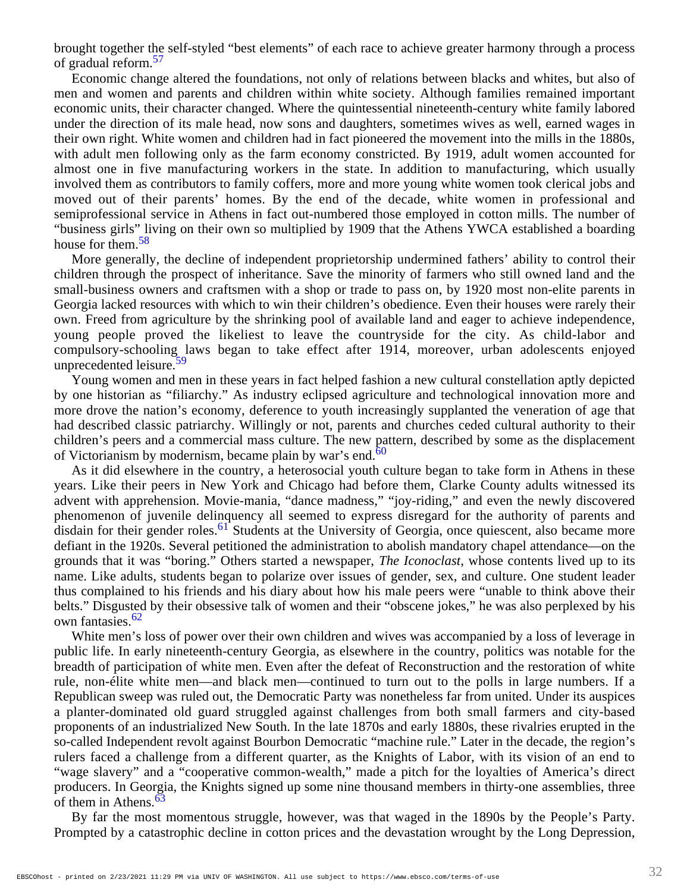brought together the self-styled "best elements" of each race to achieve greater harmony through a process of gradual reform.[57]

Economic change altered the foundations, not only of relations between blacks and whites, but also of men and women and parents and children within white society. Although families remained important economic units, their character changed. Where the quintessential nineteenth-century white family labored under the direction of its male head, now sons and daughters, sometimes wives as well, earned wages in their own right. White women and children had in fact pioneered the movement into the mills in the 1880s, with adult men following only as the farm economy constricted. By 1919, adult women accounted for almost one in five manufacturing workers in the state. In addition to manufacturing, which usually involved them as contributors to family coffers, more and more young white women took clerical jobs and moved out of their parents' homes. By the end of the decade, white women in professional and semiprofessional service in Athens in fact out-numbered those employed in cotton mills. The number of "business girls" living on their own so multiplied by 1909 that the Athens YWCA established a boarding house for them.[58]

More generally, the decline of independent proprietorship undermined fathers' ability to control their children through the prospect of inheritance. Save the minority of farmers who still owned land and the small-business owners and craftsmen with a shop or trade to pass on, by 1920 most non-elite parents in Georgia lacked resources with which to win their children's obedience. Even their houses were rarely their own. Freed from agriculture by the shrinking pool of available land and eager to achieve independence, young people proved the likeliest to leave the countryside for the city. As child-labor and compulsory-schooling laws began to take effect after 1914, moreover, urban adolescents enjoyed unprecedented leisure.[59]

Young women and men in these years in fact helped fashion a new cultural constellation aptly depicted by one historian as "filiarchy." As industry eclipsed agriculture and technological innovation more and more drove the nation's economy, deference to youth increasingly supplanted the veneration of age that had described classic patriarchy. Willingly or not, parents and churches ceded cultural authority to their children's peers and a commercial mass culture. The new pattern, described by some as the displacement of Victorianism by modernism, became plain by war's end.[60]

As it did elsewhere in the country, a heterosocial youth culture began to take form in Athens in these years. Like their peers in New York and Chicago had before them, Clarke County adults witnessed its advent with apprehension. Movie-mania, "dance madness," "joy-riding," and even the newly discovered phenomenon of juvenile delinquency all seemed to express disregard for the authority of parents and disdain for their gender roles.[61] Students at the University of Georgia, once quiescent, also became more defiant in the 1920s. Several petitioned the administration to abolish mandatory chapel attendance—on the grounds that it was "boring." Others started a newspaper, *The Iconoclast*, whose contents lived up to its name. Like adults, students began to polarize over issues of gender, sex, and culture. One student leader thus complained to his friends and his diary about how his male peers were "unable to think above their belts." Disgusted by their obsessive talk of women and their "obscene jokes," he was also perplexed by his own fantasies.[62]

White men's loss of power over their own children and wives was accompanied by a loss of leverage in public life. In early nineteenth-century Georgia, as elsewhere in the country, politics was notable for the breadth of participation of white men. Even after the defeat of Reconstruction and the restoration of white rule, non-élite white men—and black men—continued to turn out to the polls in large numbers. If a Republican sweep was ruled out, the Democratic Party was nonetheless far from united. Under its auspices a planter-dominated old guard struggled against challenges from both small farmers and city-based proponents of an industrialized New South. In the late 1870s and early 1880s, these rivalries erupted in the so-called Independent revolt against Bourbon Democratic "machine rule." Later in the decade, the region's rulers faced a challenge from a different quarter, as the Knights of Labor, with its vision of an end to "wage slavery" and a "cooperative common-wealth," made a pitch for the loyalties of America's direct producers. In Georgia, the Knights signed up some nine thousand members in thirty-one assemblies, three of them in Athens.[63]

By far the most momentous struggle, however, was that waged in the 1890s by the People's Party. Prompted by a catastrophic decline in cotton prices and the devastation wrought by the Long Depression,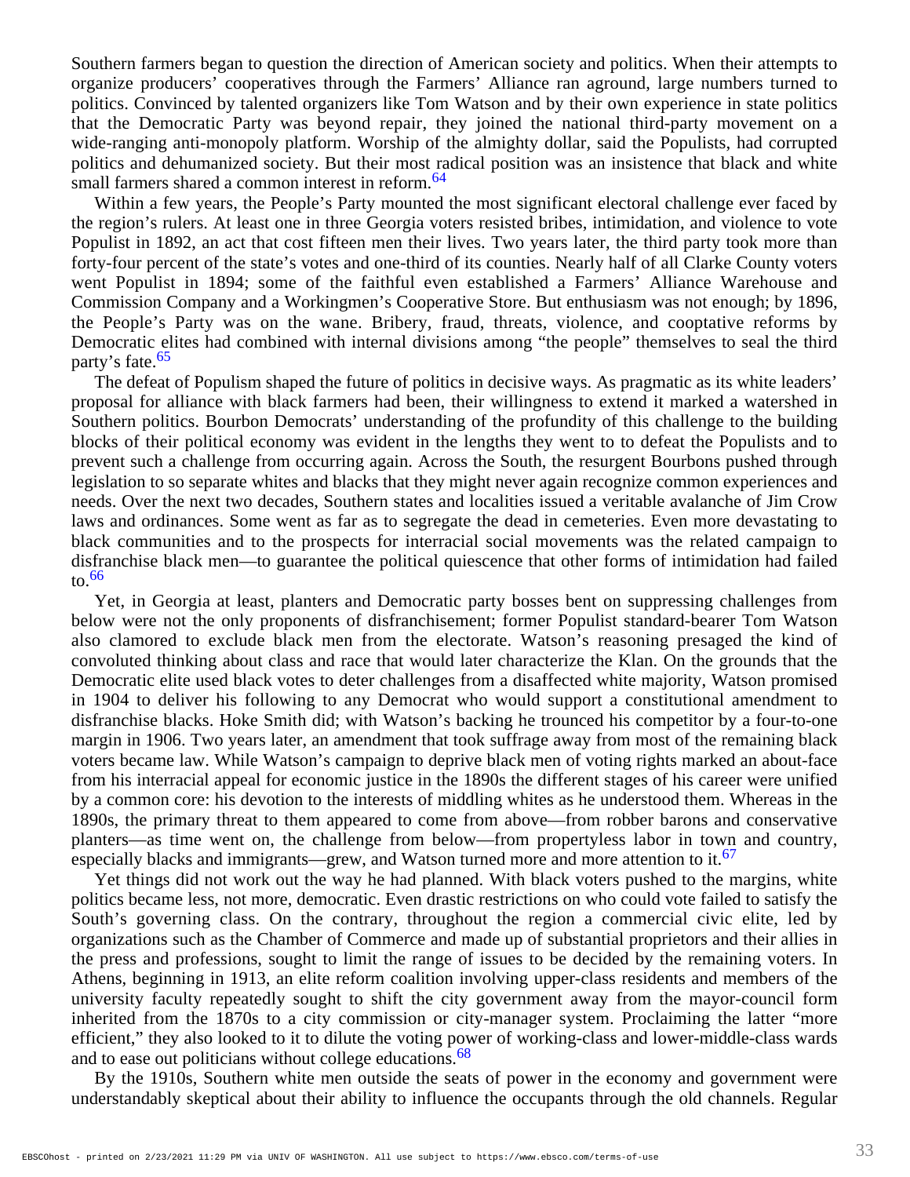Southern farmers began to question the direction of American society and politics. When their attempts to organize producers' cooperatives through the Farmers' Alliance ran aground, large numbers turned to politics. Convinced by talented organizers like Tom Watson and by their own experience in state politics that the Democratic Party was beyond repair, they joined the national third-party movement on a wide-ranging anti-monopoly platform. Worship of the almighty dollar, said the Populists, had corrupted politics and dehumanized society. But their most radical position was an insistence that black and white small farmers shared a common interest in reform.[64]

Within a few years, the People's Party mounted the most significant electoral challenge ever faced by the region's rulers. At least one in three Georgia voters resisted bribes, intimidation, and violence to vote Populist in 1892, an act that cost fifteen men their lives. Two years later, the third party took more than forty-four percent of the state's votes and one-third of its counties. Nearly half of all Clarke County voters went Populist in 1894; some of the faithful even established a Farmers' Alliance Warehouse and Commission Company and a Workingmen's Cooperative Store. But enthusiasm was not enough; by 1896, the People's Party was on the wane. Bribery, fraud, threats, violence, and cooptative reforms by Democratic elites had combined with internal divisions among "the people" themselves to seal the third party's fate.[65]

The defeat of Populism shaped the future of politics in decisive ways. As pragmatic as its white leaders' proposal for alliance with black farmers had been, their willingness to extend it marked a watershed in Southern politics. Bourbon Democrats' understanding of the profundity of this challenge to the building blocks of their political economy was evident in the lengths they went to to defeat the Populists and to prevent such a challenge from occurring again. Across the South, the resurgent Bourbons pushed through legislation to so separate whites and blacks that they might never again recognize common experiences and needs. Over the next two decades, Southern states and localities issued a veritable avalanche of Jim Crow laws and ordinances. Some went as far as to segregate the dead in cemeteries. Even more devastating to black communities and to the prospects for interracial social movements was the related campaign to disfranchise black men—to guarantee the political quiescence that other forms of intimidation had failed to.[66]

Yet, in Georgia at least, planters and Democratic party bosses bent on suppressing challenges from below were not the only proponents of disfranchisement; former Populist standard-bearer Tom Watson also clamored to exclude black men from the electorate. Watson's reasoning presaged the kind of convoluted thinking about class and race that would later characterize the Klan. On the grounds that the Democratic elite used black votes to deter challenges from a disaffected white majority, Watson promised in 1904 to deliver his following to any Democrat who would support a constitutional amendment to disfranchise blacks. Hoke Smith did; with Watson's backing he trounced his competitor by a four-to-one margin in 1906. Two years later, an amendment that took suffrage away from most of the remaining black voters became law. While Watson's campaign to deprive black men of voting rights marked an about-face from his interracial appeal for economic justice in the 1890s the different stages of his career were unified by a common core: his devotion to the interests of middling whites as he understood them. Whereas in the 1890s, the primary threat to them appeared to come from above—from robber barons and conservative planters—as time went on, the challenge from below—from propertyless labor in town and country, especially blacks and immigrants—grew, and Watson turned more and more attention to it.[67]

Yet things did not work out the way he had planned. With black voters pushed to the margins, white politics became less, not more, democratic. Even drastic restrictions on who could vote failed to satisfy the South's governing class. On the contrary, throughout the region a commercial civic elite, led by organizations such as the Chamber of Commerce and made up of substantial proprietors and their allies in the press and professions, sought to limit the range of issues to be decided by the remaining voters. In Athens, beginning in 1913, an elite reform coalition involving upper-class residents and members of the university faculty repeatedly sought to shift the city government away from the mayor-council form inherited from the 1870s to a city commission or city-manager system. Proclaiming the latter "more efficient," they also looked to it to dilute the voting power of working-class and lower-middle-class wards and to ease out politicians without college educations.[68]

By the 1910s, Southern white men outside the seats of power in the economy and government were understandably skeptical about their ability to influence the occupants through the old channels. Regular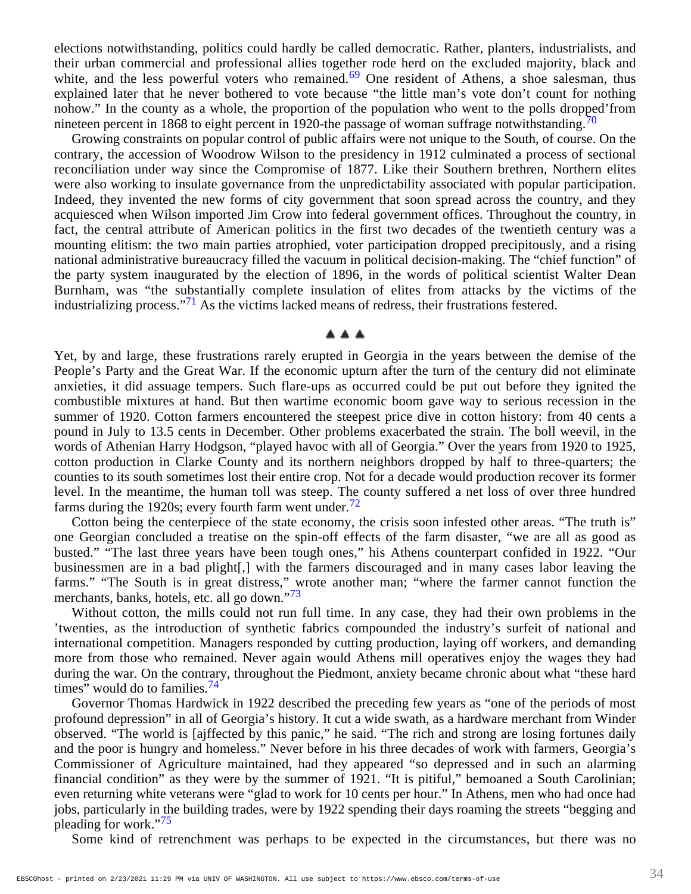elections notwithstanding, politics could hardly be called democratic. Rather, planters, industrialists, and their urban commercial and professional allies together rode herd on the excluded majority, black and white, and the less powerful voters who remained.[69] One resident of Athens, a shoe salesman, thus explained later that he never bothered to vote because "the little man's vote don't count for nothing nohow." In the county as a whole, the proportion of the population who went to the polls dropped'from nineteen percent in 1868 to eight percent in 1920-the passage of woman suffrage notwithstanding.[70]

Growing constraints on popular control of public affairs were not unique to the South, of course. On the contrary, the accession of Woodrow Wilson to the presidency in 1912 culminated a process of sectional reconciliation under way since the Compromise of 1877. Like their Southern brethren, Northern elites were also working to insulate governance from the unpredictability associated with popular participation. Indeed, they invented the new forms of city government that soon spread across the country, and they acquiesced when Wilson imported Jim Crow into federal government offices. Throughout the country, in fact, the central attribute of American politics in the first two decades of the twentieth century was a mounting elitism: the two main parties atrophied, voter participation dropped precipitously, and a rising national administrative bureaucracy filled the vacuum in political decision-making. The "chief function" of the party system inaugurated by the election of 1896, in the words of political scientist Walter Dean Burnham, was "the substantially complete insulation of elites from attacks by the victims of the industrializing process."[71] As the victims lacked means of redress, their frustrations festered.

▲▲▲

Yet, by and large, these frustrations rarely erupted in Georgia in the years between the demise of the People's Party and the Great War. If the economic upturn after the turn of the century did not eliminate anxieties, it did assuage tempers. Such flare-ups as occurred could be put out before they ignited the combustible mixtures at hand. But then wartime economic boom gave way to serious recession in the summer of 1920. Cotton farmers encountered the steepest price dive in cotton history: from 40 cents a pound in July to 13.5 cents in December. Other problems exacerbated the strain. The boll weevil, in the words of Athenian Harry Hodgson, "played havoc with all of Georgia." Over the years from 1920 to 1925, cotton production in Clarke County and its northern neighbors dropped by half to three-quarters; the counties to its south sometimes lost their entire crop. Not for a decade would production recover its former level. In the meantime, the human toll was steep. The county suffered a net loss of over three hundred farms during the 1920s; every fourth farm went under.[72]

Cotton being the centerpiece of the state economy, the crisis soon infested other areas. "The truth is" one Georgian concluded a treatise on the spin-off effects of the farm disaster, "we are all as good as busted." "The last three years have been tough ones," his Athens counterpart confided in 1922. "Our businessmen are in a bad plight[,] with the farmers discouraged and in many cases labor leaving the farms." "The South is in great distress," wrote another man; "where the farmer cannot function the merchants, banks, hotels, etc. all go down."[73]

Without cotton, the mills could not run full time. In any case, they had their own problems in the 'twenties, as the introduction of synthetic fabrics compounded the industry's surfeit of national and international competition. Managers responded by cutting production, laying off workers, and demanding more from those who remained. Never again would Athens mill operatives enjoy the wages they had during the war. On the contrary, throughout the Piedmont, anxiety became chronic about what "these hard times" would do to families.[74]

Governor Thomas Hardwick in 1922 described the preceding few years as "one of the periods of most profound depression" in all of Georgia's history. It cut a wide swath, as a hardware merchant from Winder observed. "The world is [ajffected by this panic," he said. "The rich and strong are losing fortunes daily and the poor is hungry and homeless." Never before in his three decades of work with farmers, Georgia's Commissioner of Agriculture maintained, had they appeared "so depressed and in such an alarming financial condition" as they were by the summer of 1921. "It is pitiful," bemoaned a South Carolinian; even returning white veterans were "glad to work for 10 cents per hour." In Athens, men who had once had jobs, particularly in the building trades, were by 1922 spending their days roaming the streets "begging and pleading for work."[75]

Some kind of retrenchment was perhaps to be expected in the circumstances, but there was no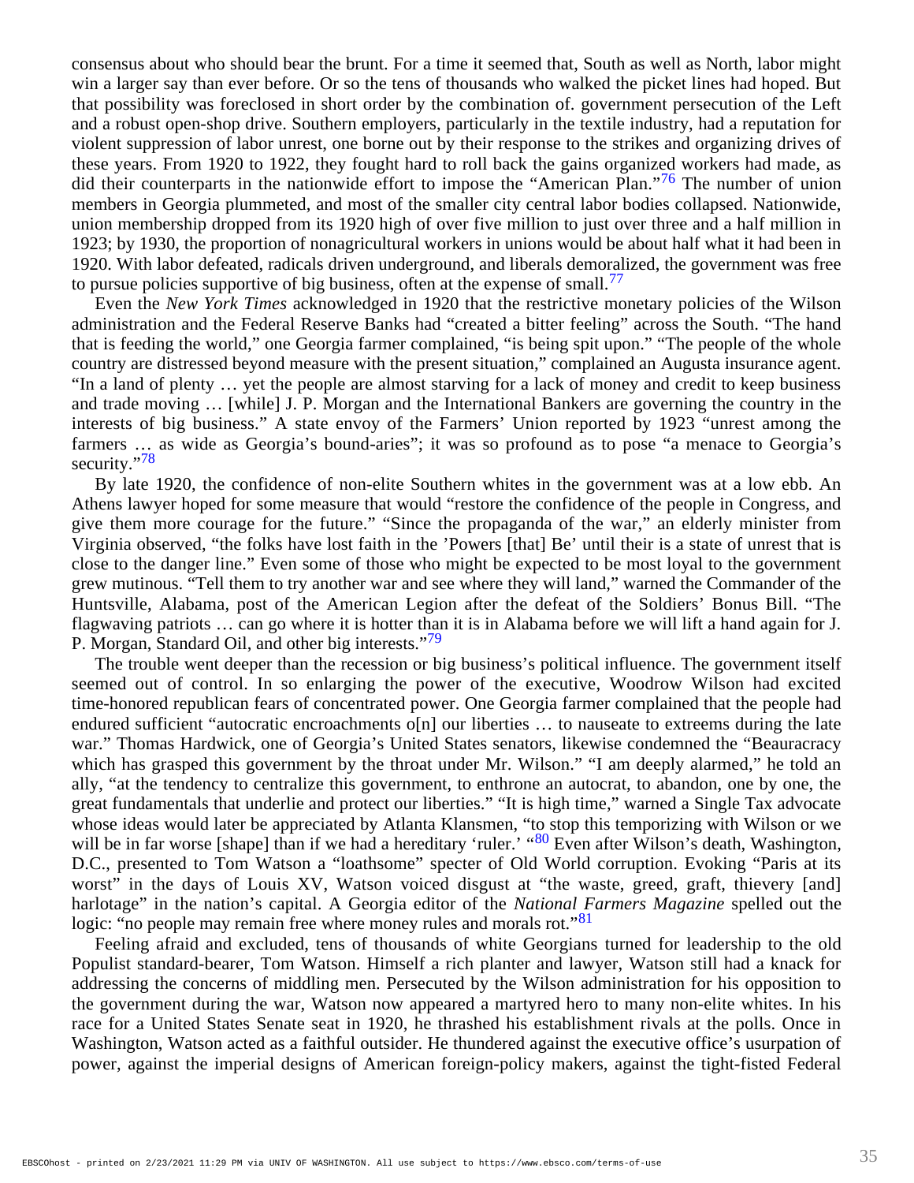consensus about who should bear the brunt. For a time it seemed that, South as well as North, labor might win a larger say than ever before. Or so the tens of thousands who walked the picket lines had hoped. But that possibility was foreclosed in short order by the combination of. government persecution of the Left and a robust open-shop drive. Southern employers, particularly in the textile industry, had a reputation for violent suppression of labor unrest, one borne out by their response to the strikes and organizing drives of these years. From 1920 to 1922, they fought hard to roll back the gains organized workers had made, as did their counterparts in the nationwide effort to impose the "American Plan."[76] The number of union members in Georgia plummeted, and most of the smaller city central labor bodies collapsed. Nationwide, union membership dropped from its 1920 high of over five million to just over three and a half million in 1923; by 1930, the proportion of nonagricultural workers in unions would be about half what it had been in 1920. With labor defeated, radicals driven underground, and liberals demoralized, the government was free to pursue policies supportive of big business, often at the expense of small.[77]

Even the *New York Times* acknowledged in 1920 that the restrictive monetary policies of the Wilson administration and the Federal Reserve Banks had "created a bitter feeling" across the South. "The hand that is feeding the world," one Georgia farmer complained, "is being spit upon." "The people of the whole country are distressed beyond measure with the present situation," complained an Augusta insurance agent. "In a land of plenty … yet the people are almost starving for a lack of money and credit to keep business and trade moving … [while] J. P. Morgan and the International Bankers are governing the country in the interests of big business." A state envoy of the Farmers' Union reported by 1923 "unrest among the farmers … as wide as Georgia's bound-aries"; it was so profound as to pose "a menace to Georgia's security."[78]

By late 1920, the confidence of non-elite Southern whites in the government was at a low ebb. An Athens lawyer hoped for some measure that would "restore the confidence of the people in Congress, and give them more courage for the future." "Since the propaganda of the war," an elderly minister from Virginia observed, "the folks have lost faith in the 'Powers [that] Be' until their is a state of unrest that is close to the danger line." Even some of those who might be expected to be most loyal to the government grew mutinous. "Tell them to try another war and see where they will land," warned the Commander of the Huntsville, Alabama, post of the American Legion after the defeat of the Soldiers' Bonus Bill. "The flagwaving patriots … can go where it is hotter than it is in Alabama before we will lift a hand again for J. P. Morgan, Standard Oil, and other big interests."[79]

The trouble went deeper than the recession or big business's political influence. The government itself seemed out of control. In so enlarging the power of the executive, Woodrow Wilson had excited time-honored republican fears of concentrated power. One Georgia farmer complained that the people had endured sufficient "autocratic encroachments o[n] our liberties … to nauseate to extreems during the late war." Thomas Hardwick, one of Georgia's United States senators, likewise condemned the "Beauracracy which has grasped this government by the throat under Mr. Wilson." "I am deeply alarmed," he told an ally, "at the tendency to centralize this government, to enthrone an autocrat, to abandon, one by one, the great fundamentals that underlie and protect our liberties." "It is high time," warned a Single Tax advocate whose ideas would later be appreciated by Atlanta Klansmen, "to stop this temporizing with Wilson or we will be in far worse [shape] than if we had a hereditary 'ruler.' "[80] Even after Wilson's death, Washington, D.C., presented to Tom Watson a "loathsome" specter of Old World corruption. Evoking "Paris at its worst" in the days of Louis XV, Watson voiced disgust at "the waste, greed, graft, thievery [and] harlotage" in the nation's capital. A Georgia editor of the *National Farmers Magazine* spelled out the logic: "no people may remain free where money rules and morals rot."[81]

Feeling afraid and excluded, tens of thousands of white Georgians turned for leadership to the old Populist standard-bearer, Tom Watson. Himself a rich planter and lawyer, Watson still had a knack for addressing the concerns of middling men. Persecuted by the Wilson administration for his opposition to the government during the war, Watson now appeared a martyred hero to many non-elite whites. In his race for a United States Senate seat in 1920, he thrashed his establishment rivals at the polls. Once in Washington, Watson acted as a faithful outsider. He thundered against the executive office's usurpation of power, against the imperial designs of American foreign-policy makers, against the tight-fisted Federal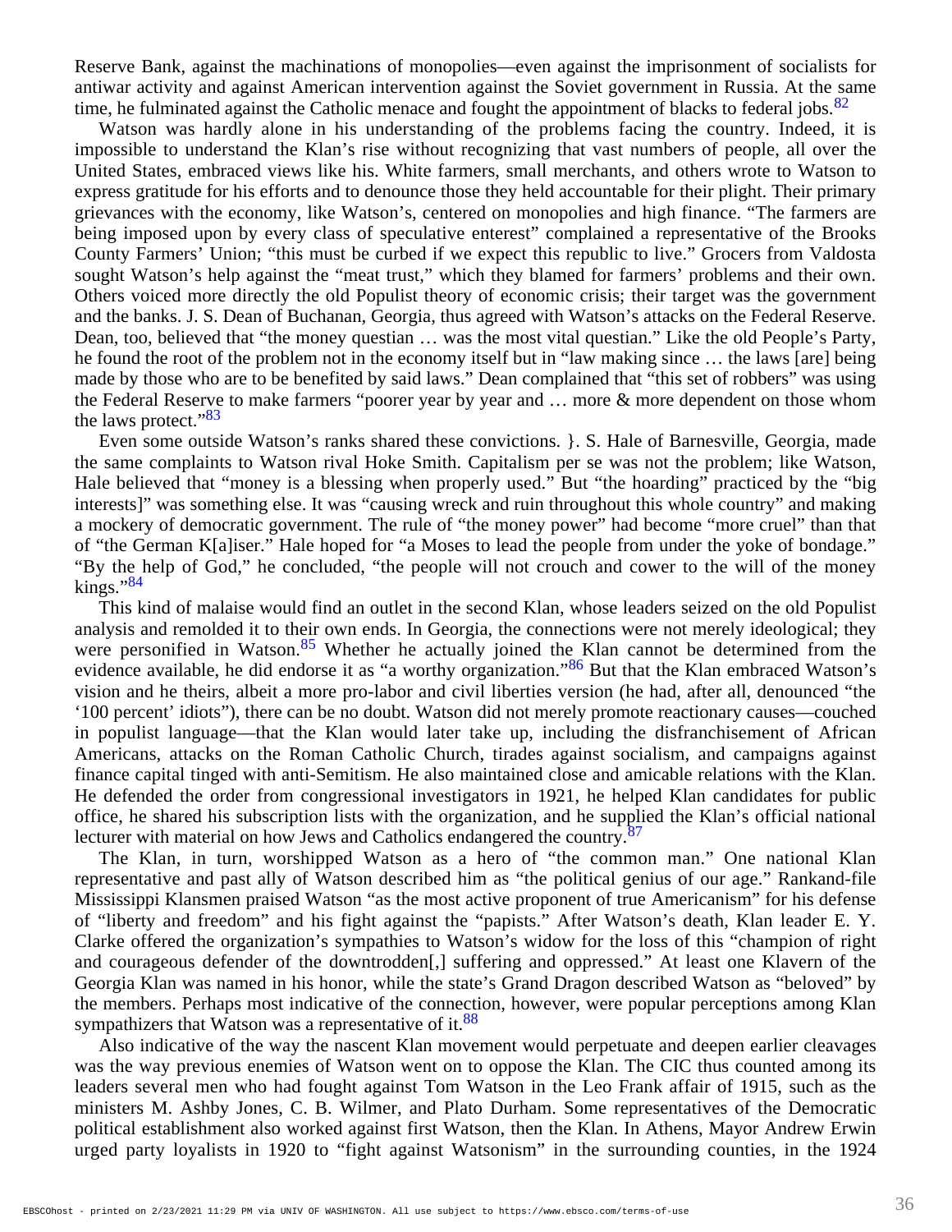Reserve Bank, against the machinations of monopolies—even against the imprisonment of socialists for antiwar activity and against American intervention against the Soviet government in Russia. At the same time, he fulminated against the Catholic menace and fought the appointment of blacks to federal jobs.[82]

Watson was hardly alone in his understanding of the problems facing the country. Indeed, it is impossible to understand the Klan's rise without recognizing that vast numbers of people, all over the United States, embraced views like his. White farmers, small merchants, and others wrote to Watson to express gratitude for his efforts and to denounce those they held accountable for their plight. Their primary grievances with the economy, like Watson's, centered on monopolies and high finance. "The farmers are being imposed upon by every class of speculative enterest" complained a representative of the Brooks County Farmers' Union; "this must be curbed if we expect this republic to live." Grocers from Valdosta sought Watson's help against the "meat trust," which they blamed for farmers' problems and their own. Others voiced more directly the old Populist theory of economic crisis; their target was the government and the banks. J. S. Dean of Buchanan, Georgia, thus agreed with Watson's attacks on the Federal Reserve. Dean, too, believed that "the money questian … was the most vital questian." Like the old People's Party, he found the root of the problem not in the economy itself but in "law making since … the laws [are] being made by those who are to be benefited by said laws." Dean complained that "this set of robbers" was using the Federal Reserve to make farmers "poorer year by year and … more & more dependent on those whom the laws protect."[83]

Even some outside Watson's ranks shared these convictions. }. S. Hale of Barnesville, Georgia, made the same complaints to Watson rival Hoke Smith. Capitalism per se was not the problem; like Watson, Hale believed that "money is a blessing when properly used." But "the hoarding" practiced by the "big interests]" was something else. It was "causing wreck and ruin throughout this whole country" and making a mockery of democratic government. The rule of "the money power" had become "more cruel" than that of "the German K[a]iser." Hale hoped for "a Moses to lead the people from under the yoke of bondage." "By the help of God," he concluded, "the people will not crouch and cower to the will of the money kings."[84]

This kind of malaise would find an outlet in the second Klan, whose leaders seized on the old Populist analysis and remolded it to their own ends. In Georgia, the connections were not merely ideological; they were personified in Watson.[85] Whether he actually joined the Klan cannot be determined from the evidence available, he did endorse it as "a worthy organization."[86] But that the Klan embraced Watson's vision and he theirs, albeit a more pro-labor and civil liberties version (he had, after all, denounced "the '100 percent' idiots"), there can be no doubt. Watson did not merely promote reactionary causes—couched in populist language—that the Klan would later take up, including the disfranchisement of African Americans, attacks on the Roman Catholic Church, tirades against socialism, and campaigns against finance capital tinged with anti-Semitism. He also maintained close and amicable relations with the Klan. He defended the order from congressional investigators in 1921, he helped Klan candidates for public office, he shared his subscription lists with the organization, and he supplied the Klan's official national lecturer with material on how Jews and Catholics endangered the country.[87]

The Klan, in turn, worshipped Watson as a hero of "the common man." One national Klan representative and past ally of Watson described him as "the political genius of our age." Rankand-file Mississippi Klansmen praised Watson "as the most active proponent of true Americanism" for his defense of "liberty and freedom" and his fight against the "papists." After Watson's death, Klan leader E. Y. Clarke offered the organization's sympathies to Watson's widow for the loss of this "champion of right and courageous defender of the downtrodden[,] suffering and oppressed." At least one Klavern of the Georgia Klan was named in his honor, while the state's Grand Dragon described Watson as "beloved" by the members. Perhaps most indicative of the connection, however, were popular perceptions among Klan sympathizers that Watson was a representative of it.[88]

Also indicative of the way the nascent Klan movement would perpetuate and deepen earlier cleavages was the way previous enemies of Watson went on to oppose the Klan. The CIC thus counted among its leaders several men who had fought against Tom Watson in the Leo Frank affair of 1915, such as the ministers M. Ashby Jones, C. B. Wilmer, and Plato Durham. Some representatives of the Democratic political establishment also worked against first Watson, then the Klan. In Athens, Mayor Andrew Erwin urged party loyalists in 1920 to "fight against Watsonism" in the surrounding counties, in the 1924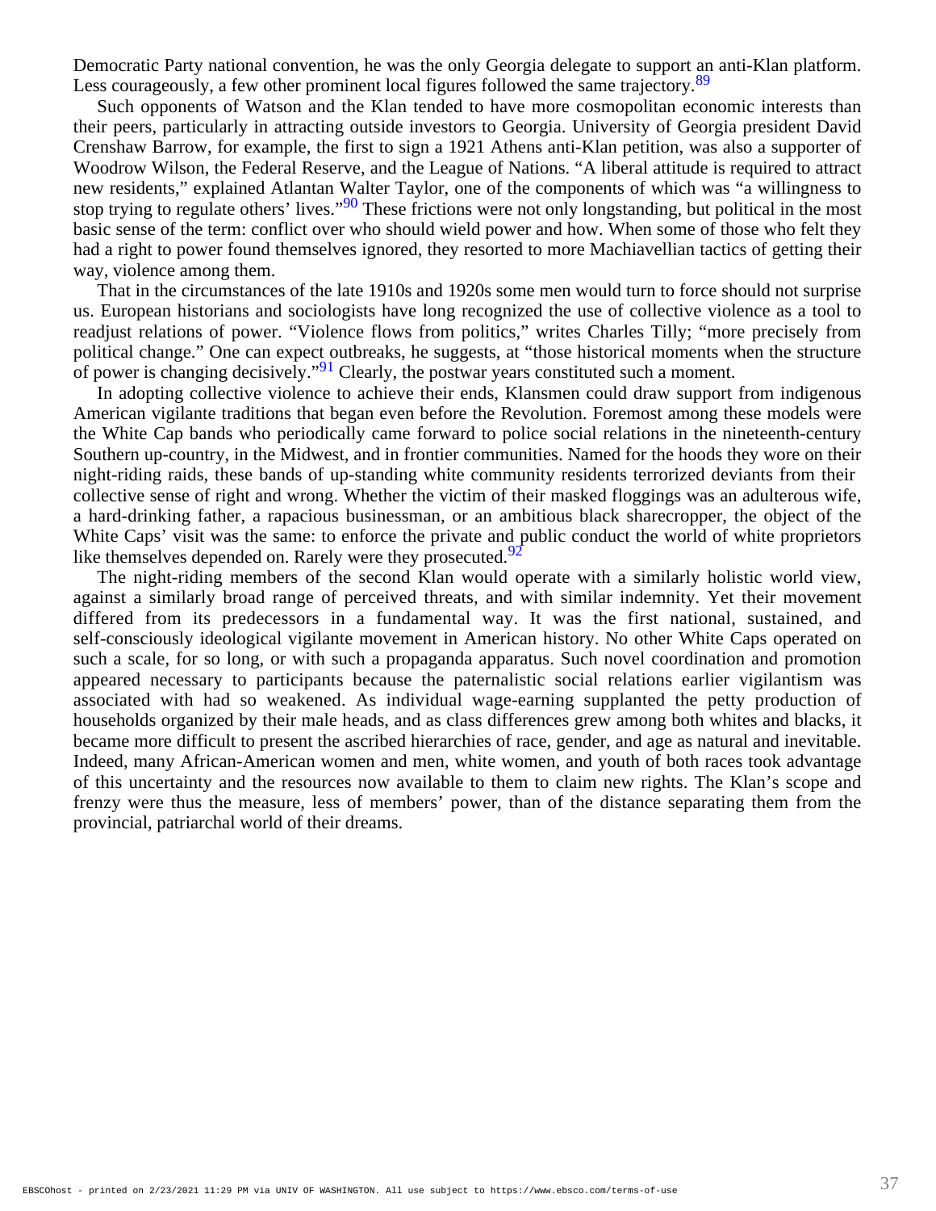Democratic Party national convention, he was the only Georgia delegate to support an anti-Klan platform. Less courageously, a few other prominent local figures followed the same trajectory.[89]

Such opponents of Watson and the Klan tended to have more cosmopolitan economic interests than their peers, particularly in attracting outside investors to Georgia. University of Georgia president David Crenshaw Barrow, for example, the first to sign a 1921 Athens anti-Klan petition, was also a supporter of Woodrow Wilson, the Federal Reserve, and the League of Nations. "A liberal attitude is required to attract new residents," explained Atlantan Walter Taylor, one of the components of which was "a willingness to stop trying to regulate others' lives."[90] These frictions were not only longstanding, but political in the most basic sense of the term: conflict over who should wield power and how. When some of those who felt they had a right to power found themselves ignored, they resorted to more Machiavellian tactics of getting their way, violence among them.

That in the circumstances of the late 1910s and 1920s some men would turn to force should not surprise us. European historians and sociologists have long recognized the use of collective violence as a tool to readjust relations of power. "Violence flows from politics," writes Charles Tilly; "more precisely from political change." One can expect outbreaks, he suggests, at "those historical moments when the structure of power is changing decisively."[91] Clearly, the postwar years constituted such a moment.

In adopting collective violence to achieve their ends, Klansmen could draw support from indigenous American vigilante traditions that began even before the Revolution. Foremost among these models were the White Cap bands who periodically came forward to police social relations in the nineteenth-century Southern up-country, in the Midwest, and in frontier communities. Named for the hoods they wore on their night-riding raids, these bands of up-standing white community residents terrorized deviants from their collective sense of right and wrong. Whether the victim of their masked floggings was an adulterous wife, a hard-drinking father, a rapacious businessman, or an ambitious black sharecropper, the object of the White Caps' visit was the same: to enforce the private and public conduct the world of white proprietors like themselves depended on. Rarely were they prosecuted.[92]

The night-riding members of the second Klan would operate with a similarly holistic world view, against a similarly broad range of perceived threats, and with similar indemnity. Yet their movement differed from its predecessors in a fundamental way. It was the first national, sustained, and self-consciously ideological vigilante movement in American history. No other White Caps operated on such a scale, for so long, or with such a propaganda apparatus. Such novel coordination and promotion appeared necessary to participants because the paternalistic social relations earlier vigilantism was associated with had so weakened. As individual wage-earning supplanted the petty production of households organized by their male heads, and as class differences grew among both whites and blacks, it became more difficult to present the ascribed hierarchies of race, gender, and age as natural and inevitable. Indeed, many African-American women and men, white women, and youth of both races took advantage of this uncertainty and the resources now available to them to claim new rights. The Klan's scope and frenzy were thus the measure, less of members' power, than of the distance separating them from the provincial, patriarchal world of their dreams.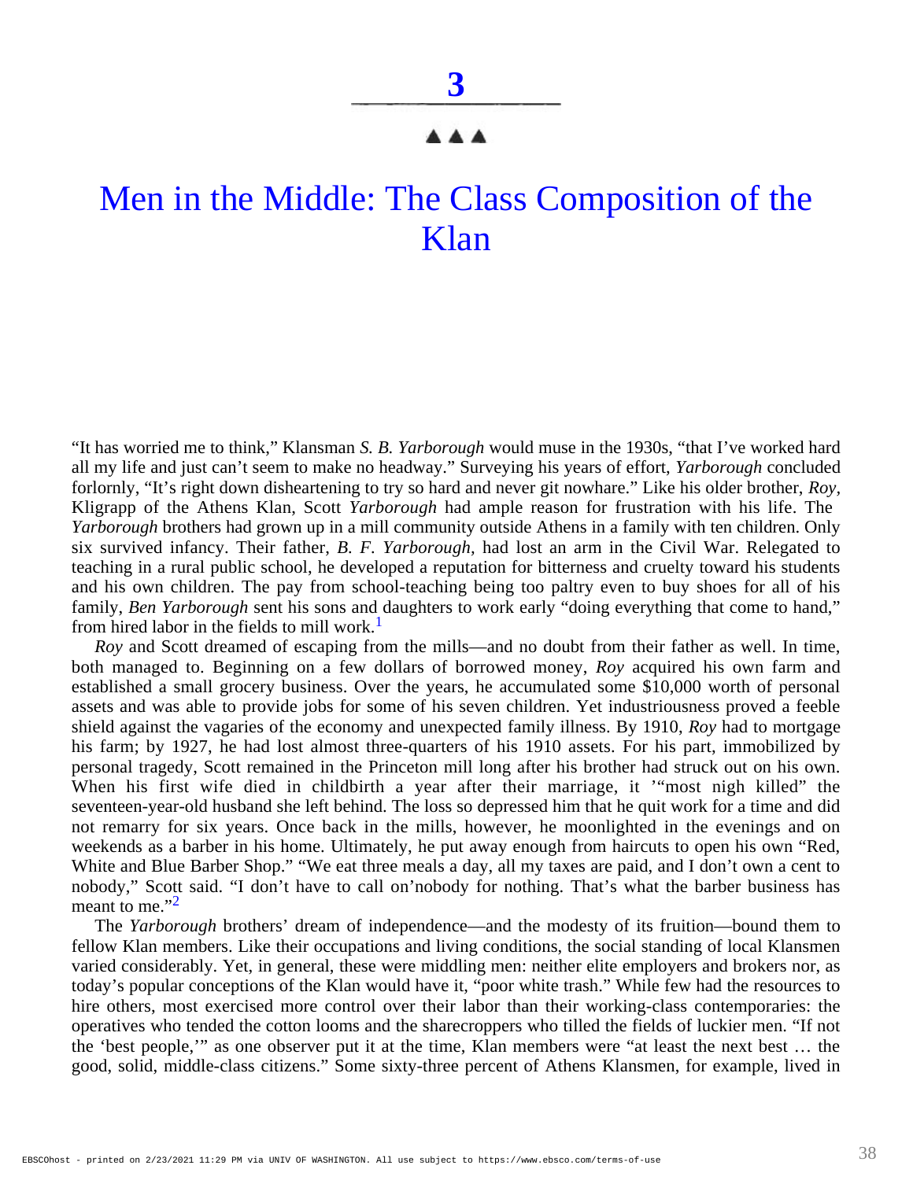# 3

▲▲▲

# Men in the Middle: The Class Composition of the Klan

"It has worried me to think," Klansman *S. B. Yarborough* would muse in the 1930s, "that I've worked hard all my life and just can't seem to make no headway." Surveying his years of effort, *Yarborough* concluded forlornly, "It's right down disheartening to try so hard and never git nowhare." Like his older brother, *Roy*, Kligrapp of the Athens Klan, Scott *Yarborough* had ample reason for frustration with his life. The *Yarborough* brothers had grown up in a mill community outside Athens in a family with ten children. Only six survived infancy. Their father, *B. F. Yarborough*, had lost an arm in the Civil War. Relegated to teaching in a rural public school, he developed a reputation for bitterness and cruelty toward his students and his own children. The pay from school-teaching being too paltry even to buy shoes for all of his family, *Ben Yarborough* sent his sons and daughters to work early "doing everything that come to hand," from hired labor in the fields to mill work.[1]

*Roy* and Scott dreamed of escaping from the mills—and no doubt from their father as well. In time, both managed to. Beginning on a few dollars of borrowed money, *Roy* acquired his own farm and established a small grocery business. Over the years, he accumulated some $10,000 worth of personal assets and was able to provide jobs for some of his seven children. Yet industriousness proved a feeble shield against the vagaries of the economy and unexpected family illness. By 1910, *Roy* had to mortgage his farm; by 1927, he had lost almost three-quarters of his 1910 assets. For his part, immobilized by personal tragedy, Scott remained in the Princeton mill long after his brother had struck out on his own. When his first wife died in childbirth a year after their marriage, it '"most nigh killed" the seventeen-year-old husband she left behind. The loss so depressed him that he quit work for a time and did not remarry for six years. Once back in the mills, however, he moonlighted in the evenings and on weekends as a barber in his home. Ultimately, he put away enough from haircuts to open his own "Red, White and Blue Barber Shop." "We eat three meals a day, all my taxes are paid, and I don't own a cent to nobody," Scott said. "I don't have to call on'nobody for nothing. That's what the barber business has meant to me."[2]

The *Yarborough* brothers' dream of independence—and the modesty of its fruition—bound them to fellow Klan members. Like their occupations and living conditions, the social standing of local Klansmen varied considerably. Yet, in general, these were middling men: neither elite employers and brokers nor, as today's popular conceptions of the Klan would have it, "poor white trash." While few had the resources to hire others, most exercised more control over their labor than their working-class contemporaries: the operatives who tended the cotton looms and the sharecroppers who tilled the fields of luckier men. "If not the 'best people,'" as one observer put it at the time, Klan members were "at least the next best … the good, solid, middle-class citizens." Some sixty-three percent of Athens Klansmen, for example, lived in